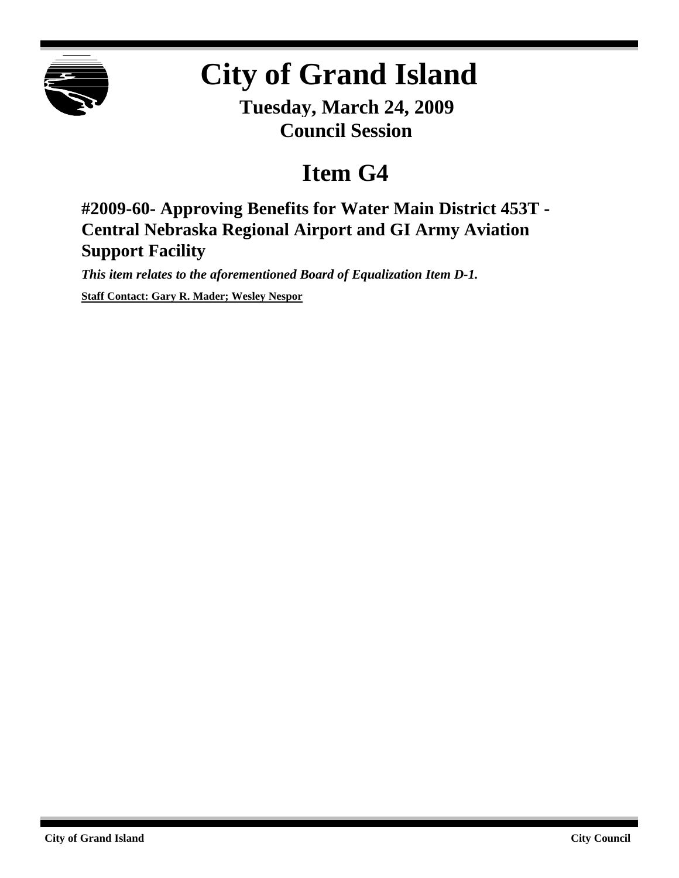# City of Grand Island

**Tuesday, March 24, 2009**
**Council Session**

## Item G4

### #2009-60- Approving Benefits for Water Main District 453T - Central Nebraska Regional Airport and GI Army Aviation Support Facility

***This item relates to the aforementioned Board of Equalization Item D-1.***

**Staff Contact: Gary R. Mader; Wesley Nespor**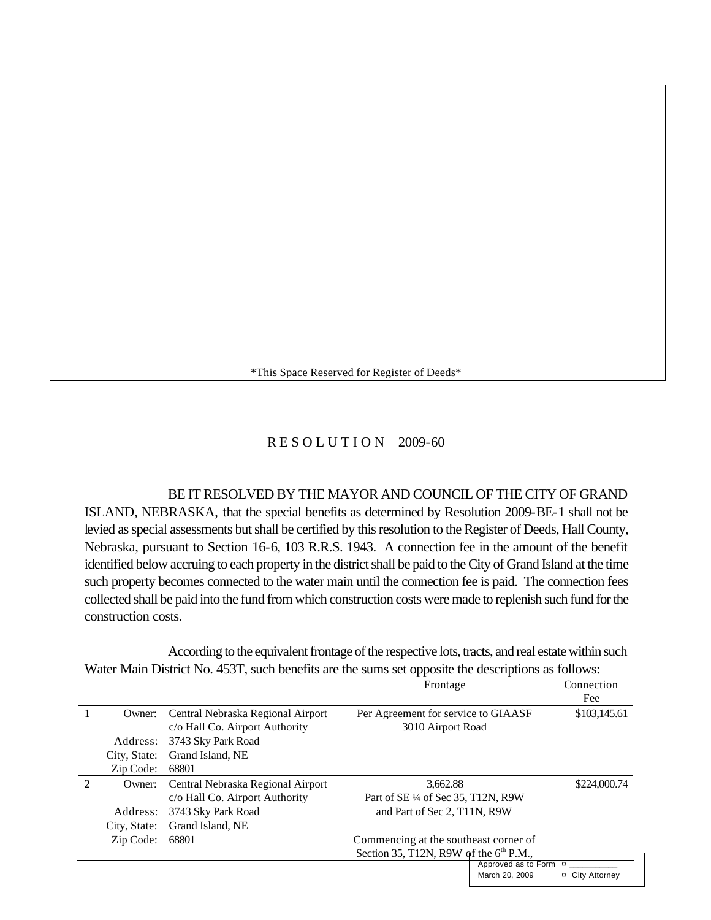*This Space Reserved for Register of Deeds*

# R E S O L U T I O N 2009-60

BE IT RESOLVED BY THE MAYOR AND COUNCIL OF THE CITY OF GRAND ISLAND, NEBRASKA, that the special benefits as determined by Resolution 2009-BE-1 shall not be levied as special assessments but shall be certified by this resolution to the Register of Deeds, Hall County, Nebraska, pursuant to Section 16-6, 103 R.R.S. 1943. A connection fee in the amount of the benefit identified below accruing to each property in the district shall be paid to the City of Grand Island at the time such property becomes connected to the water main until the connection fee is paid. The connection fees collected shall be paid into the fund from which construction costs were made to replenish such fund for the construction costs.

According to the equivalent frontage of the respective lots, tracts, and real estate within such Water Main District No. 453T, such benefits are the sums set opposite the descriptions as follows:

| | | | Frontage | Connection Fee |
|---|---|---|---|---|
| 1 | Owner: | Central Nebraska Regional Airport c/o Hall Co. Airport Authority | Per Agreement for service to GIAASF 3010 Airport Road | $103,145.61 |
| | Address: | 3743 Sky Park Road | | |
| | City, State: | Grand Island, NE | | |
| | Zip Code: | 68801 | | |
| 2 | Owner: | Central Nebraska Regional Airport c/o Hall Co. Airport Authority | 3,662.88 Part of SE ¼ of Sec 35, T12N, R9W and Part of Sec 2, T11N, R9W | $224,000.74 |
| | Address: | 3743 Sky Park Road | | |
| | City, State: | Grand Island, NE | | |
| | Zip Code: | 68801 | Commencing at the southeast corner of Section 35, T12N, R9W of the 6th P.M., | |

Approved as to Form ¤ ___________
March 20, 2009 ¤ City Attorney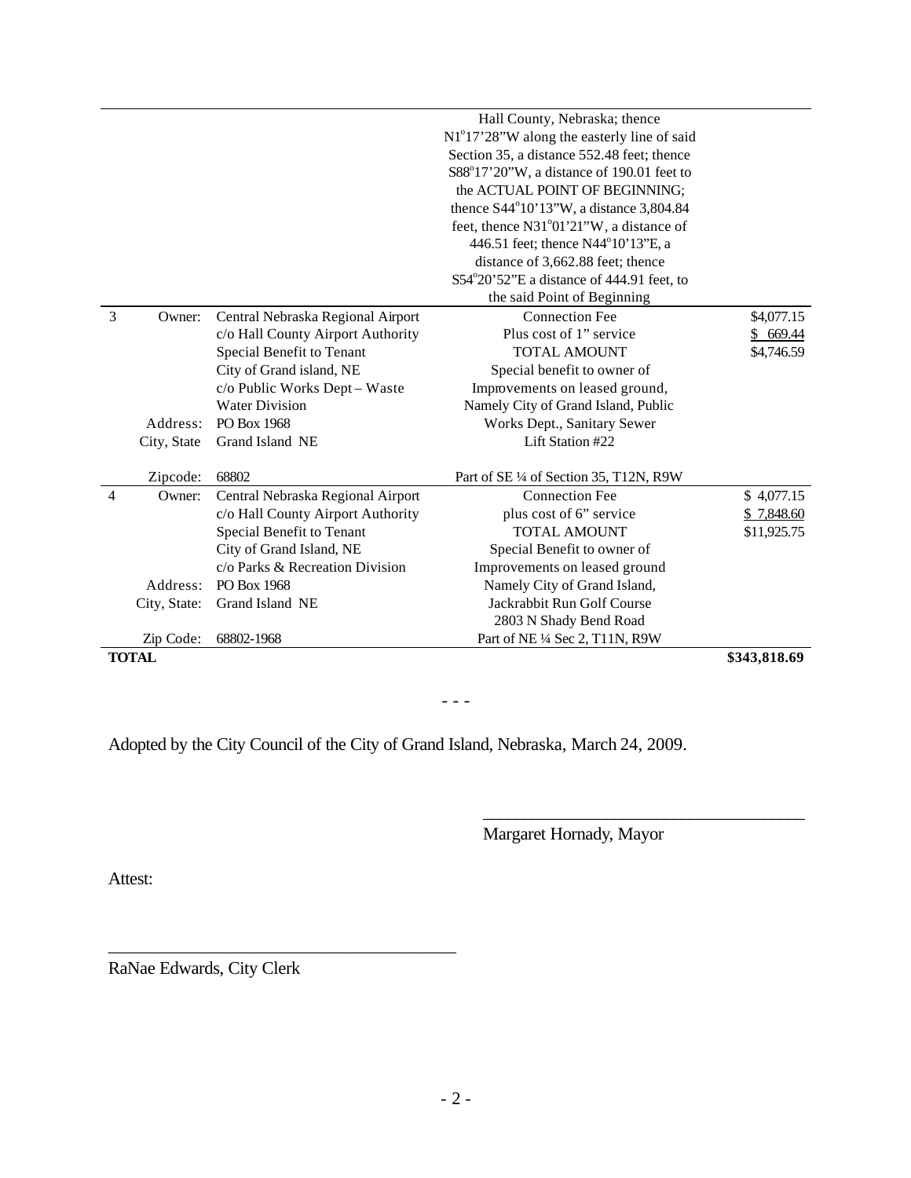| | | | | |
|---|---|---|---|---|
| | | | Hall County, Nebraska; thence N1°17'28"W along the easterly line of said Section 35, a distance 552.48 feet; thence S88°17'20"W, a distance of 190.01 feet to the ACTUAL POINT OF BEGINNING; thence S44°10'13"W, a distance 3,804.84 feet, thence N31°01'21"W, a distance of 446.51 feet; thence N44°10'13"E, a distance of 3,662.88 feet; thence S54°20'52"E a distance of 444.91 feet, to the said Point of Beginning | |
| 3 | Owner: | Central Nebraska Regional Airport<br>c/o Hall County Airport Authority<br>Special Benefit to Tenant<br>City of Grand island, NE<br>c/o Public Works Dept – Waste Water Division | Connection Fee<br>Plus cost of 1" service<br>TOTAL AMOUNT<br>Special benefit to owner of Improvements on leased ground, Namely City of Grand Island, Public Works Dept., Sanitary Sewer Lift Station #22 | $4,077.15<br>$ 669.44<br>$4,746.59 |
| | Address: | PO Box 1968 | | |
| | City, State | Grand Island NE | | |
| | Zipcode: | 68802 | Part of SE ¼ of Section 35, T12N, R9W | |
| 4 | Owner: | Central Nebraska Regional Airport<br>c/o Hall County Airport Authority<br>Special Benefit to Tenant<br>City of Grand Island, NE<br>c/o Parks & Recreation Division | Connection Fee<br>plus cost of 6" service<br>TOTAL AMOUNT<br>Special Benefit to owner of Improvements on leased ground Namely City of Grand Island, Jackrabbit Run Golf Course 2803 N Shady Bend Road | $ 4,077.15<br>$ 7,848.60<br>$11,925.75 |
| | Address: | PO Box 1968 | | |
| | City, State: | Grand Island NE | | |
| | Zip Code: | 68802-1968 | Part of NE ¼ Sec 2, T11N, R9W | |
| **TOTAL** | | | | **$343,818.69** |

\- - -

Adopted by the City Council of the City of Grand Island, Nebraska, March 24, 2009.

\_\_\_\_\_\_\_\_\_\_\_\_\_\_\_\_\_\_\_\_\_\_\_\_\_\_\_\_\_\_\_\_\_\_\_\_\_\_\_\_

Margaret Hornady, Mayor

Attest:

\_\_\_\_\_\_\_\_\_\_\_\_\_\_\_\_\_\_\_\_\_\_\_\_\_\_\_\_\_\_\_\_\_\_\_\_\_\_\_\_

RaNae Edwards, City Clerk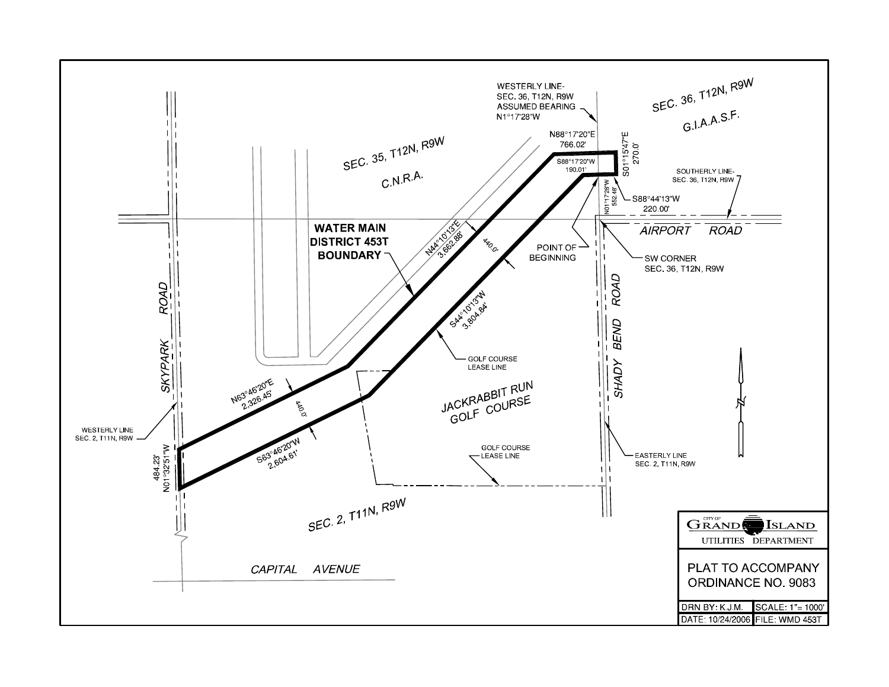WESTERLY LINE-
SEC. 36, T12N, R9W
ASSUMED BEARING
N1°17'28"W

SEC. 36, T12N, R9W

G.I.A.A.S.F.

SEC. 35, T12N, R9W

C.N.R.A.

N88°17'20"E
766.02'

S88°17'20"W
190.01'

S01°15'47"E
270.0'

SOUTHERLY LINE-
SEC. 36, T12N, R9W

N01°17'28"W
552.48'

S88°44'13"W
220.00'

AIRPORT ROAD

WATER MAIN
DISTRICT 453T
BOUNDARY

N44°10'13"E
3,662.88'

440.0'

POINT OF
BEGINNING

SW CORNER
SEC. 36, T12N, R9W

S44°10'13"W
3,804.84'

SHADY BEND ROAD

SKYPARK ROAD

GOLF COURSE
LEASE LINE

N63°46'20"E
2,326.45'

440.0'

JACKRABBIT RUN
GOLF COURSE

WESTERLY LINE
SEC. 2, T11N, R9W

484.23'
N01°32'51"W

S63°46'20"W
2,604.61'

GOLF COURSE
LEASE LINE

EASTERLY LINE
SEC. 2, T11N, R9W

N

SEC. 2, T11N, R9W

CAPITAL AVENUE

CITY OF GRAND ISLAND
UTILITIES DEPARTMENT

PLAT TO ACCOMPANY
ORDINANCE NO. 9083

| | |
|---|---|
| DRN BY: K.J.M. | SCALE: 1"= 1000' |
| DATE: 10/24/2006 | FILE: WMD 453T |